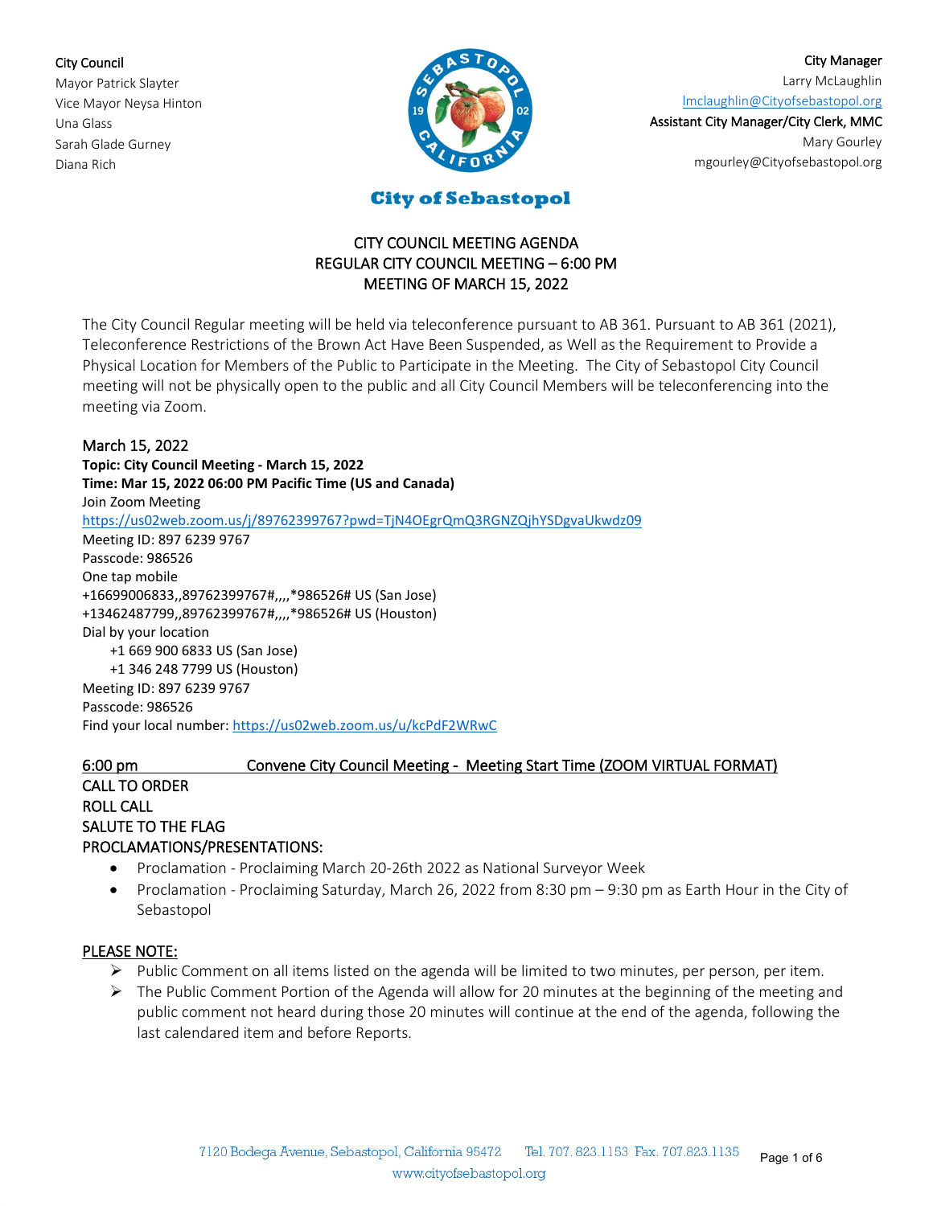**City Council**
Mayor Patrick Slayter
Vice Mayor Neysa Hinton
Una Glass
Sarah Glade Gurney
Diana Rich

**City Manager**
Larry McLaughlin
lmclaughlin@Cityofsebastopol.org
**Assistant City Manager/City Clerk, MMC**
Mary Gourley
mgourley@Cityofsebastopol.org

**City of Sebastopol**

# CITY COUNCIL MEETING AGENDA
## REGULAR CITY COUNCIL MEETING – 6:00 PM
## MEETING OF MARCH 15, 2022

The City Council Regular meeting will be held via teleconference pursuant to AB 361. Pursuant to AB 361 (2021), Teleconference Restrictions of the Brown Act Have Been Suspended, as Well as the Requirement to Provide a Physical Location for Members of the Public to Participate in the Meeting. The City of Sebastopol City Council meeting will not be physically open to the public and all City Council Members will be teleconferencing into the meeting via Zoom.

March 15, 2022
**Topic: City Council Meeting - March 15, 2022**
**Time: Mar 15, 2022 06:00 PM Pacific Time (US and Canada)**
Join Zoom Meeting
https://us02web.zoom.us/j/89762399767?pwd=TjN4OEgrQmQ3RGNZQjhYSDgvaUkwdz09
Meeting ID: 897 6239 9767
Passcode: 986526
One tap mobile
+16699006833,,89762399767#,,,,*986526# US (San Jose)
+13462487799,,89762399767#,,,,*986526# US (Houston)
Dial by your location
+1 669 900 6833 US (San Jose)
+1 346 248 7799 US (Houston)
Meeting ID: 897 6239 9767
Passcode: 986526
Find your local number: https://us02web.zoom.us/u/kcPdF2WRwC

6:00 pm Convene City Council Meeting - Meeting Start Time (ZOOM VIRTUAL FORMAT)
CALL TO ORDER
ROLL CALL
SALUTE TO THE FLAG
PROCLAMATIONS/PRESENTATIONS:

- Proclamation - Proclaiming March 20-26th 2022 as National Surveyor Week
- Proclamation - Proclaiming Saturday, March 26, 2022 from 8:30 pm – 9:30 pm as Earth Hour in the City of Sebastopol

PLEASE NOTE:

- Public Comment on all items listed on the agenda will be limited to two minutes, per person, per item.
- The Public Comment Portion of the Agenda will allow for 20 minutes at the beginning of the meeting and public comment not heard during those 20 minutes will continue at the end of the agenda, following the last calendared item and before Reports.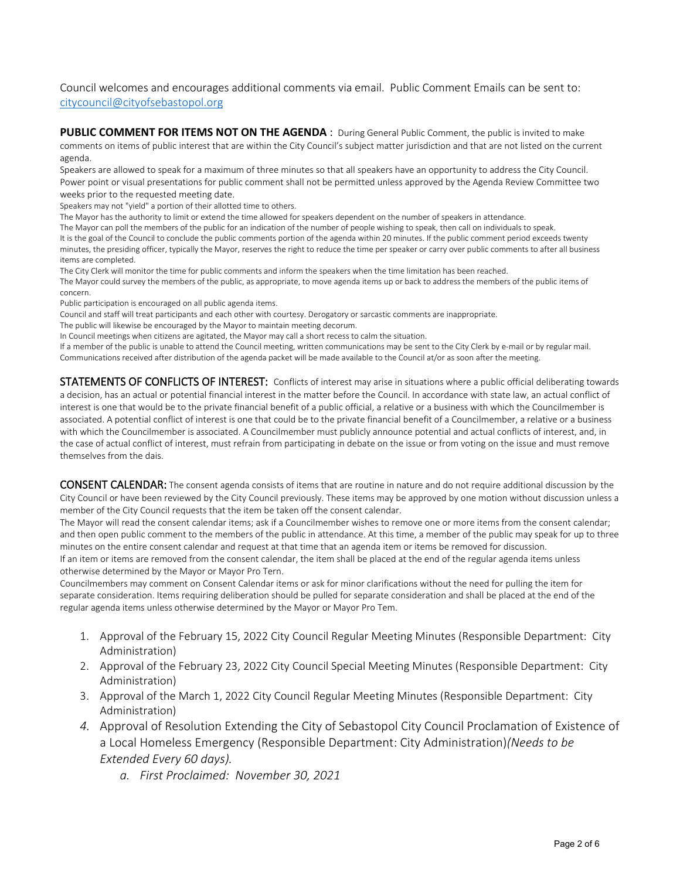Council welcomes and encourages additional comments via email. Public Comment Emails can be sent to: citycouncil@cityofsebastopol.org

**PUBLIC COMMENT FOR ITEMS NOT ON THE AGENDA** : During General Public Comment, the public is invited to make comments on items of public interest that are within the City Council's subject matter jurisdiction and that are not listed on the current agenda.

Speakers are allowed to speak for a maximum of three minutes so that all speakers have an opportunity to address the City Council. Power point or visual presentations for public comment shall not be permitted unless approved by the Agenda Review Committee two weeks prior to the requested meeting date.

Speakers may not "yield" a portion of their allotted time to others.

The Mayor has the authority to limit or extend the time allowed for speakers dependent on the number of speakers in attendance.

The Mayor can poll the members of the public for an indication of the number of people wishing to speak, then call on individuals to speak.

It is the goal of the Council to conclude the public comments portion of the agenda within 20 minutes. If the public comment period exceeds twenty minutes, the presiding officer, typically the Mayor, reserves the right to reduce the time per speaker or carry over public comments to after all business items are completed.

The City Clerk will monitor the time for public comments and inform the speakers when the time limitation has been reached.

The Mayor could survey the members of the public, as appropriate, to move agenda items up or back to address the members of the public items of concern.

Public participation is encouraged on all public agenda items.

Council and staff will treat participants and each other with courtesy. Derogatory or sarcastic comments are inappropriate.

The public will likewise be encouraged by the Mayor to maintain meeting decorum.

In Council meetings when citizens are agitated, the Mayor may call a short recess to calm the situation.

If a member of the public is unable to attend the Council meeting, written communications may be sent to the City Clerk by e-mail or by regular mail. Communications received after distribution of the agenda packet will be made available to the Council at/or as soon after the meeting.

**STATEMENTS OF CONFLICTS OF INTEREST:** Conflicts of interest may arise in situations where a public official deliberating towards a decision, has an actual or potential financial interest in the matter before the Council. In accordance with state law, an actual conflict of interest is one that would be to the private financial benefit of a public official, a relative or a business with which the Councilmember is associated. A potential conflict of interest is one that could be to the private financial benefit of a Councilmember, a relative or a business with which the Councilmember is associated. A Councilmember must publicly announce potential and actual conflicts of interest, and, in the case of actual conflict of interest, must refrain from participating in debate on the issue or from voting on the issue and must remove themselves from the dais.

**CONSENT CALENDAR:** The consent agenda consists of items that are routine in nature and do not require additional discussion by the City Council or have been reviewed by the City Council previously. These items may be approved by one motion without discussion unless a member of the City Council requests that the item be taken off the consent calendar.

The Mayor will read the consent calendar items; ask if a Councilmember wishes to remove one or more items from the consent calendar; and then open public comment to the members of the public in attendance. At this time, a member of the public may speak for up to three minutes on the entire consent calendar and request at that time that an agenda item or items be removed for discussion.

If an item or items are removed from the consent calendar, the item shall be placed at the end of the regular agenda items unless otherwise determined by the Mayor or Mayor Pro Tern.

Councilmembers may comment on Consent Calendar items or ask for minor clarifications without the need for pulling the item for separate consideration. Items requiring deliberation should be pulled for separate consideration and shall be placed at the end of the regular agenda items unless otherwise determined by the Mayor or Mayor Pro Tem.

1. Approval of the February 15, 2022 City Council Regular Meeting Minutes (Responsible Department: City Administration)
2. Approval of the February 23, 2022 City Council Special Meeting Minutes (Responsible Department: City Administration)
3. Approval of the March 1, 2022 City Council Regular Meeting Minutes (Responsible Department: City Administration)
4. Approval of Resolution Extending the City of Sebastopol City Council Proclamation of Existence of a Local Homeless Emergency (Responsible Department: City Administration)*(Needs to be Extended Every 60 days).*
    a. *First Proclaimed: November 30, 2021*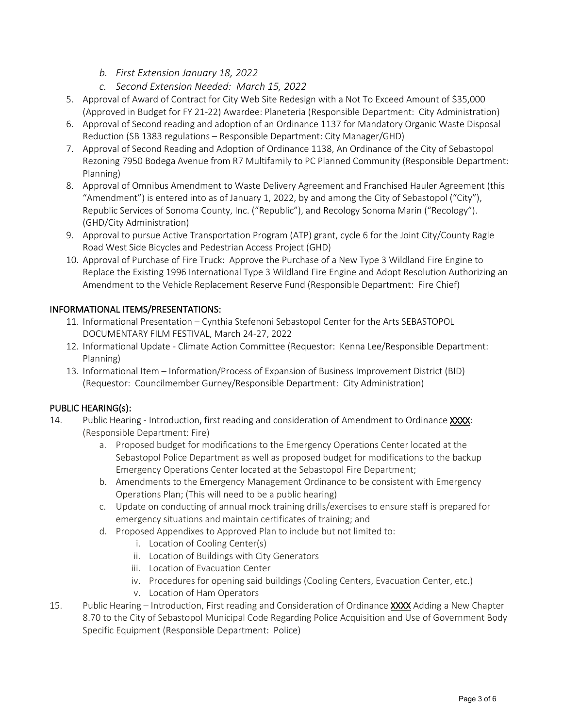- b. *First Extension January 18, 2022*
   - c. *Second Extension Needed: March 15, 2022*

5. Approval of Award of Contract for City Web Site Redesign with a Not To Exceed Amount of $35,000 (Approved in Budget for FY 21-22) Awardee: Planeteria (Responsible Department: City Administration)
6. Approval of Second reading and adoption of an Ordinance 1137 for Mandatory Organic Waste Disposal Reduction (SB 1383 regulations – Responsible Department: City Manager/GHD)
7. Approval of Second Reading and Adoption of Ordinance 1138, An Ordinance of the City of Sebastopol Rezoning 7950 Bodega Avenue from R7 Multifamily to PC Planned Community (Responsible Department: Planning)
8. Approval of Omnibus Amendment to Waste Delivery Agreement and Franchised Hauler Agreement (this "Amendment") is entered into as of January 1, 2022, by and among the City of Sebastopol ("City"), Republic Services of Sonoma County, Inc. ("Republic"), and Recology Sonoma Marin ("Recology"). (GHD/City Administration)
9. Approval to pursue Active Transportation Program (ATP) grant, cycle 6 for the Joint City/County Ragle Road West Side Bicycles and Pedestrian Access Project (GHD)
10. Approval of Purchase of Fire Truck: Approve the Purchase of a New Type 3 Wildland Fire Engine to Replace the Existing 1996 International Type 3 Wildland Fire Engine and Adopt Resolution Authorizing an Amendment to the Vehicle Replacement Reserve Fund (Responsible Department: Fire Chief)

## INFORMATIONAL ITEMS/PRESENTATIONS:

11. Informational Presentation – Cynthia Stefenoni Sebastopol Center for the Arts SEBASTOPOL DOCUMENTARY FILM FESTIVAL, March 24-27, 2022
12. Informational Update - Climate Action Committee (Requestor: Kenna Lee/Responsible Department: Planning)
13. Informational Item – Information/Process of Expansion of Business Improvement District (BID) (Requestor: Councilmember Gurney/Responsible Department: City Administration)

## PUBLIC HEARING(s):

14. Public Hearing - Introduction, first reading and consideration of Amendment to Ordinance **XXXX**: (Responsible Department: Fire)
    - a. Proposed budget for modifications to the Emergency Operations Center located at the Sebastopol Police Department as well as proposed budget for modifications to the backup Emergency Operations Center located at the Sebastopol Fire Department;
    - b. Amendments to the Emergency Management Ordinance to be consistent with Emergency Operations Plan; (This will need to be a public hearing)
    - c. Update on conducting of annual mock training drills/exercises to ensure staff is prepared for emergency situations and maintain certificates of training; and
    - d. Proposed Appendixes to Approved Plan to include but not limited to:
        - i. Location of Cooling Center(s)
        - ii. Location of Buildings with City Generators
        - iii. Location of Evacuation Center
        - iv. Procedures for opening said buildings (Cooling Centers, Evacuation Center, etc.)
        - v. Location of Ham Operators
15. Public Hearing – Introduction, First reading and Consideration of Ordinance **XXXX** Adding a New Chapter 8.70 to the City of Sebastopol Municipal Code Regarding Police Acquisition and Use of Government Body Specific Equipment (Responsible Department: Police)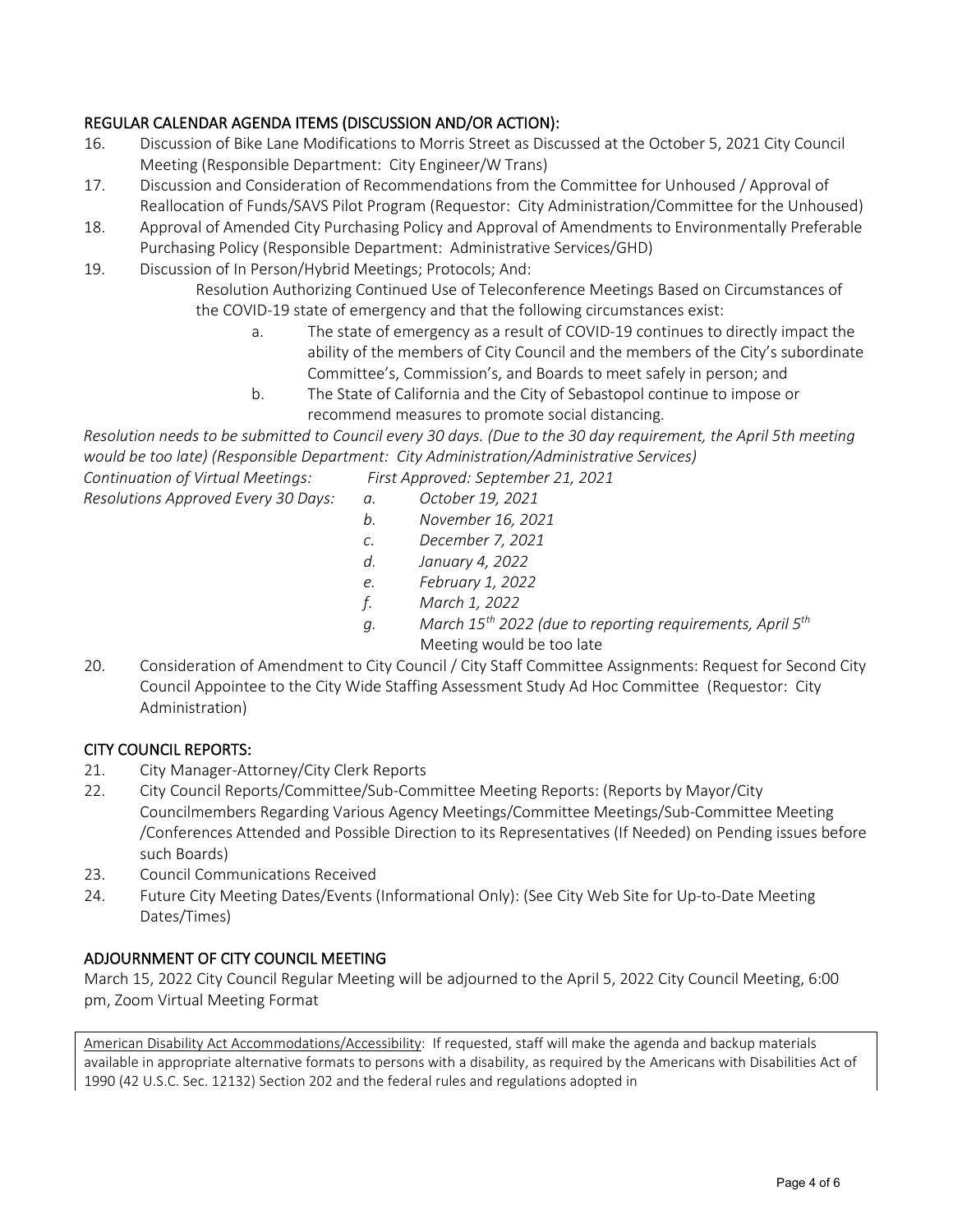## REGULAR CALENDAR AGENDA ITEMS (DISCUSSION AND/OR ACTION):

16. Discussion of Bike Lane Modifications to Morris Street as Discussed at the October 5, 2021 City Council Meeting (Responsible Department: City Engineer/W Trans)
17. Discussion and Consideration of Recommendations from the Committee for Unhoused / Approval of Reallocation of Funds/SAVS Pilot Program (Requestor: City Administration/Committee for the Unhoused)
18. Approval of Amended City Purchasing Policy and Approval of Amendments to Environmentally Preferable Purchasing Policy (Responsible Department: Administrative Services/GHD)
19. Discussion of In Person/Hybrid Meetings; Protocols; And:

    Resolution Authorizing Continued Use of Teleconference Meetings Based on Circumstances of the COVID-19 state of emergency and that the following circumstances exist:

    a. The state of emergency as a result of COVID-19 continues to directly impact the ability of the members of City Council and the members of the City's subordinate Committee's, Commission's, and Boards to meet safely in person; and
    b. The State of California and the City of Sebastopol continue to impose or recommend measures to promote social distancing.

*Resolution needs to be submitted to Council every 30 days. (Due to the 30 day requirement, the April 5th meeting would be too late) (Responsible Department: City Administration/Administrative Services)*

*Continuation of Virtual Meetings: First Approved: September 21, 2021*

*Resolutions Approved Every 30 Days:*

*a. October 19, 2021*
*b. November 16, 2021*
*c. December 7, 2021*
*d. January 4, 2022*
*e. February 1, 2022*
*f. March 1, 2022*
*g. March 15th 2022 (due to reporting requirements, April 5th* Meeting would be too late

20. Consideration of Amendment to City Council / City Staff Committee Assignments: Request for Second City Council Appointee to the City Wide Staffing Assessment Study Ad Hoc Committee (Requestor: City Administration)

## CITY COUNCIL REPORTS:

21. City Manager-Attorney/City Clerk Reports
22. City Council Reports/Committee/Sub-Committee Meeting Reports: (Reports by Mayor/City Councilmembers Regarding Various Agency Meetings/Committee Meetings/Sub-Committee Meeting /Conferences Attended and Possible Direction to its Representatives (If Needed) on Pending issues before such Boards)
23. Council Communications Received
24. Future City Meeting Dates/Events (Informational Only): (See City Web Site for Up-to-Date Meeting Dates/Times)

## ADJOURNMENT OF CITY COUNCIL MEETING

March 15, 2022 City Council Regular Meeting will be adjourned to the April 5, 2022 City Council Meeting, 6:00 pm, Zoom Virtual Meeting Format

American Disability Act Accommodations/Accessibility: If requested, staff will make the agenda and backup materials available in appropriate alternative formats to persons with a disability, as required by the Americans with Disabilities Act of 1990 (42 U.S.C. Sec. 12132) Section 202 and the federal rules and regulations adopted in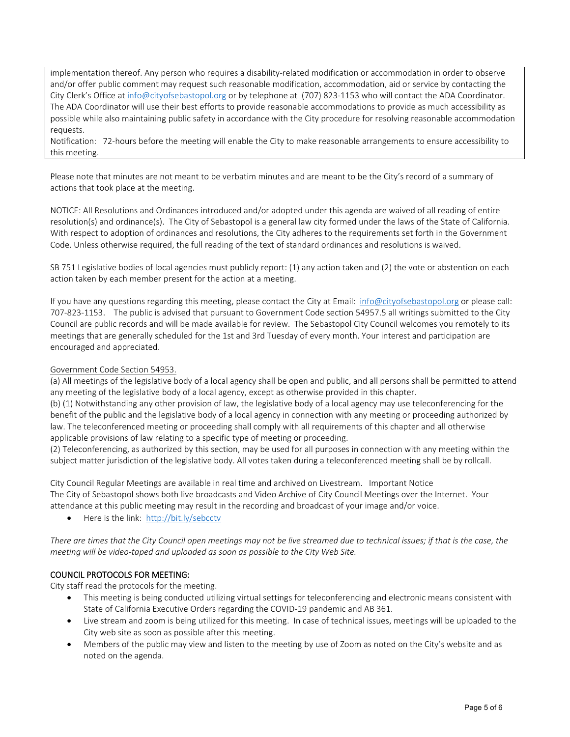implementation thereof. Any person who requires a disability-related modification or accommodation in order to observe and/or offer public comment may request such reasonable modification, accommodation, aid or service by contacting the City Clerk's Office at info@cityofsebastopol.org or by telephone at (707) 823-1153 who will contact the ADA Coordinator. The ADA Coordinator will use their best efforts to provide reasonable accommodations to provide as much accessibility as possible while also maintaining public safety in accordance with the City procedure for resolving reasonable accommodation requests.
Notification: 72-hours before the meeting will enable the City to make reasonable arrangements to ensure accessibility to this meeting.

Please note that minutes are not meant to be verbatim minutes and are meant to be the City's record of a summary of actions that took place at the meeting.

NOTICE: All Resolutions and Ordinances introduced and/or adopted under this agenda are waived of all reading of entire resolution(s) and ordinance(s). The City of Sebastopol is a general law city formed under the laws of the State of California. With respect to adoption of ordinances and resolutions, the City adheres to the requirements set forth in the Government Code. Unless otherwise required, the full reading of the text of standard ordinances and resolutions is waived.

SB 751 Legislative bodies of local agencies must publicly report: (1) any action taken and (2) the vote or abstention on each action taken by each member present for the action at a meeting.

If you have any questions regarding this meeting, please contact the City at Email: info@cityofsebastopol.org or please call: 707-823-1153. The public is advised that pursuant to Government Code section 54957.5 all writings submitted to the City Council are public records and will be made available for review. The Sebastopol City Council welcomes you remotely to its meetings that are generally scheduled for the 1st and 3rd Tuesday of every month. Your interest and participation are encouraged and appreciated.

Government Code Section 54953.
(a) All meetings of the legislative body of a local agency shall be open and public, and all persons shall be permitted to attend any meeting of the legislative body of a local agency, except as otherwise provided in this chapter.
(b) (1) Notwithstanding any other provision of law, the legislative body of a local agency may use teleconferencing for the benefit of the public and the legislative body of a local agency in connection with any meeting or proceeding authorized by law. The teleconferenced meeting or proceeding shall comply with all requirements of this chapter and all otherwise applicable provisions of law relating to a specific type of meeting or proceeding.
(2) Teleconferencing, as authorized by this section, may be used for all purposes in connection with any meeting within the subject matter jurisdiction of the legislative body. All votes taken during a teleconferenced meeting shall be by rollcall.

City Council Regular Meetings are available in real time and archived on Livestream. Important Notice
The City of Sebastopol shows both live broadcasts and Video Archive of City Council Meetings over the Internet. Your attendance at this public meeting may result in the recording and broadcast of your image and/or voice.

- Here is the link: http://bit.ly/sebcctv

*There are times that the City Council open meetings may not be live streamed due to technical issues; if that is the case, the meeting will be video-taped and uploaded as soon as possible to the City Web Site.*

## COUNCIL PROTOCOLS FOR MEETING:

City staff read the protocols for the meeting.

- This meeting is being conducted utilizing virtual settings for teleconferencing and electronic means consistent with State of California Executive Orders regarding the COVID-19 pandemic and AB 361.
- Live stream and zoom is being utilized for this meeting. In case of technical issues, meetings will be uploaded to the City web site as soon as possible after this meeting.
- Members of the public may view and listen to the meeting by use of Zoom as noted on the City's website and as noted on the agenda.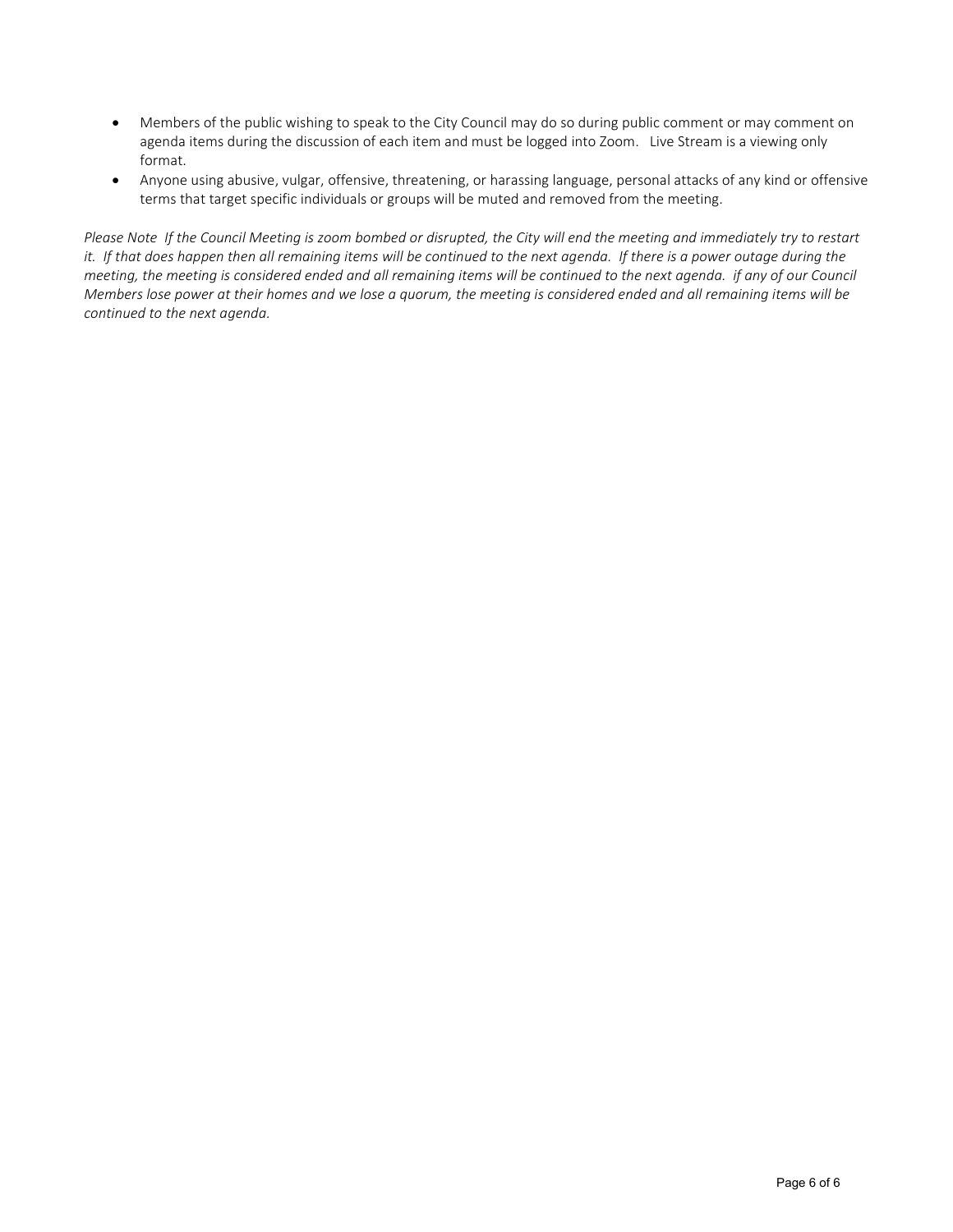- Members of the public wishing to speak to the City Council may do so during public comment or may comment on agenda items during the discussion of each item and must be logged into Zoom. Live Stream is a viewing only format.
- Anyone using abusive, vulgar, offensive, threatening, or harassing language, personal attacks of any kind or offensive terms that target specific individuals or groups will be muted and removed from the meeting.

*Please Note If the Council Meeting is zoom bombed or disrupted, the City will end the meeting and immediately try to restart it. If that does happen then all remaining items will be continued to the next agenda. If there is a power outage during the meeting, the meeting is considered ended and all remaining items will be continued to the next agenda. if any of our Council Members lose power at their homes and we lose a quorum, the meeting is considered ended and all remaining items will be continued to the next agenda.*